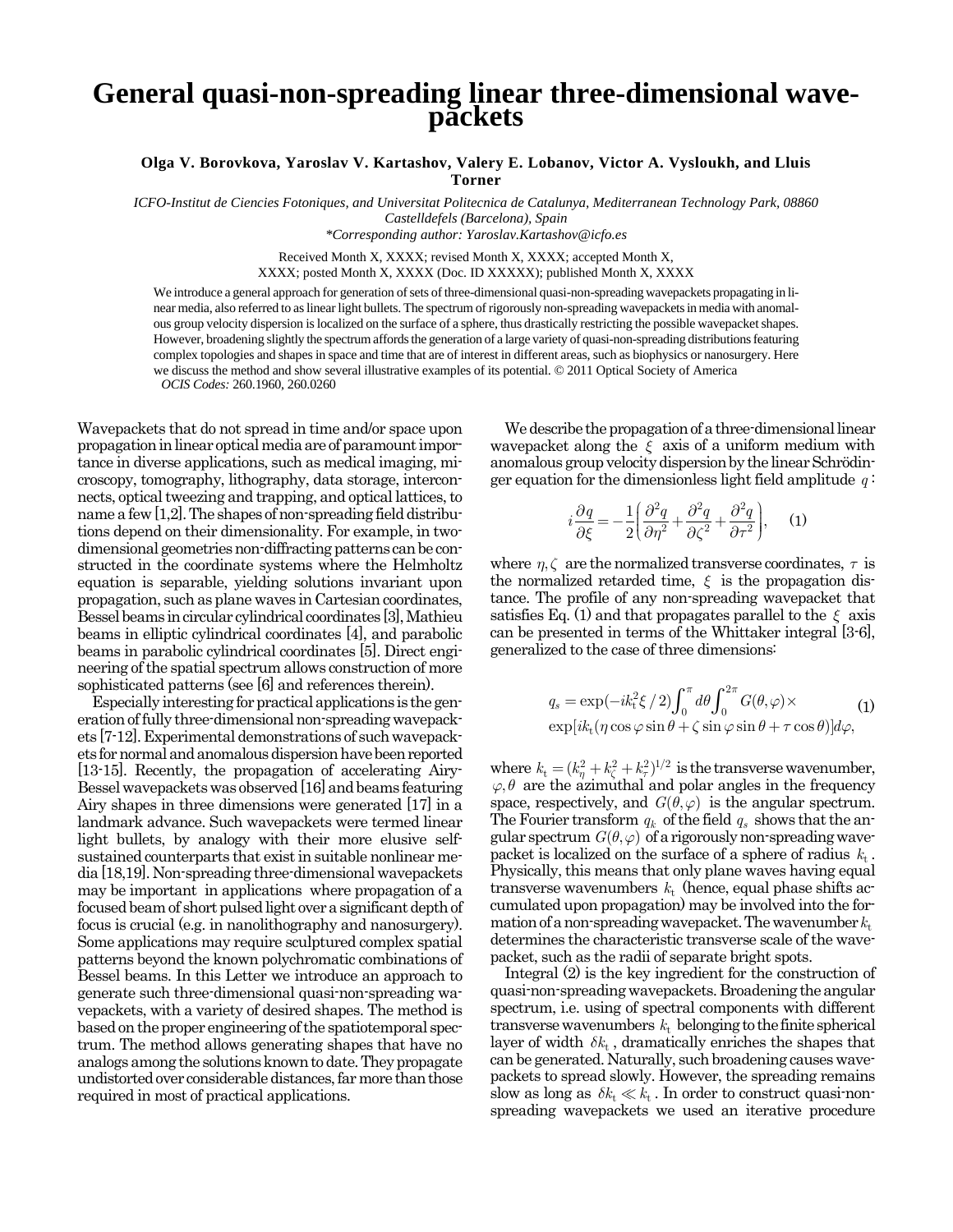# General quasi-non-spreading linear three-dimensional wave-packets

**Olga V. Borovkova, Yaroslav V. Kartashov, Valery E. Lobanov, Victor A. Vysloukh, and Lluis Torner**

*ICFO-Institut de Ciencies Fotoniques, and Universitat Politecnica de Catalunya, Mediterranean Technology Park, 08860 Castelldefels (Barcelona), Spain*
*\*Corresponding author: Yaroslav.Kartashov@icfo.es*

Received Month X, XXXX; revised Month X, XXXX; accepted Month X, XXXX; posted Month X, XXXX (Doc. ID XXXXX); published Month X, XXXX

We introduce a general approach for generation of sets of three-dimensional quasi-non-spreading wavepackets propagating in linear media, also referred to as linear light bullets. The spectrum of rigorously non-spreading wavepackets in media with anomalous group velocity dispersion is localized on the surface of a sphere, thus drastically restricting the possible wavepacket shapes. However, broadening slightly the spectrum affords the generation of a large variety of quasi-non-spreading distributions featuring complex topologies and shapes in space and time that are of interest in different areas, such as biophysics or nanosurgery. Here we discuss the method and show several illustrative examples of its potential. © 2011 Optical Society of America

*OCIS Codes:* 260.1960, 260.0260

Wavepackets that do not spread in time and/or space upon propagation in linear optical media are of paramount importance in diverse applications, such as medical imaging, microscopy, tomography, lithography, data storage, interconnects, optical tweezing and trapping, and optical lattices, to name a few [1,2]. The shapes of non-spreading field distributions depend on their dimensionality. For example, in two-dimensional geometries non-diffracting patterns can be constructed in the coordinate systems where the Helmholtz equation is separable, yielding solutions invariant upon propagation, such as plane waves in Cartesian coordinates, Bessel beams in circular cylindrical coordinates [3], Mathieu beams in elliptic cylindrical coordinates [4], and parabolic beams in parabolic cylindrical coordinates [5]. Direct engineering of the spatial spectrum allows construction of more sophisticated patterns (see [6] and references therein).

Especially interesting for practical applications is the generation of fully three-dimensional non-spreading wavepackets [7-12]. Experimental demonstrations of such wavepackets for normal and anomalous dispersion have been reported [13-15]. Recently, the propagation of accelerating Airy-Bessel wavepackets was observed [16] and beams featuring Airy shapes in three dimensions were generated [17] in a landmark advance. Such wavepackets were termed linear light bullets, by analogy with their more elusive self-sustained counterparts that exist in suitable nonlinear media [18,19]. Non-spreading three-dimensional wavepackets may be important in applications where propagation of a focused beam of short pulsed light over a significant depth of focus is crucial (e.g. in nanolithography and nanosurgery). Some applications may require sculptured complex spatial patterns beyond the known polychromatic combinations of Bessel beams. In this Letter we introduce an approach to generate such three-dimensional quasi-non-spreading wavepackets, with a variety of desired shapes. The method is based on the proper engineering of the spatiotemporal spectrum. The method allows generating shapes that have no analogs among the solutions known to date. They propagate undistorted over considerable distances, far more than those required in most of practical applications.

We describe the propagation of a three-dimensional linear wavepacket along the $\xi$ axis of a uniform medium with anomalous group velocity dispersion by the linear Schrödinger equation for the dimensionless light field amplitude $q$:

$$i\frac{\partial q}{\partial \xi} = -\frac{1}{2}\left(\frac{\partial^2 q}{\partial \eta^2} + \frac{\partial^2 q}{\partial \zeta^2} + \frac{\partial^2 q}{\partial \tau^2}\right), \quad (1)$$

where $\eta, \zeta$ are the normalized transverse coordinates, $\tau$ is the normalized retarded time, $\xi$ is the propagation distance. The profile of any non-spreading wavepacket that satisfies Eq. (1) and that propagates parallel to the $\xi$ axis can be presented in terms of the Whittaker integral [3-6], generalized to the case of three dimensions:

$$q_s = \exp(-ik_t^2\xi/2)\int_0^\pi d\theta \int_0^{2\pi} G(\theta,\varphi)\times \\ \exp[ik_t(\eta\cos\varphi\sin\theta + \zeta\sin\varphi\sin\theta + \tau\cos\theta)]d\varphi, \quad (1)$$

where $k_t = (k_\eta^2 + k_\zeta^2 + k_\tau^2)^{1/2}$ is the transverse wavenumber, $\varphi, \theta$ are the azimuthal and polar angles in the frequency space, respectively, and $G(\theta,\varphi)$ is the angular spectrum. The Fourier transform $q_k$ of the field $q_s$ shows that the angular spectrum $G(\theta,\varphi)$ of a rigorously non-spreading wavepacket is localized on the surface of a sphere of radius $k_t$. Physically, this means that only plane waves having equal transverse wavenumbers $k_t$ (hence, equal phase shifts accumulated upon propagation) may be involved into the formation of a non-spreading wavepacket. The wavenumber $k_t$ determines the characteristic transverse scale of the wavepacket, such as the radii of separate bright spots.

Integral (2) is the key ingredient for the construction of quasi-non-spreading wavepackets. Broadening the angular spectrum, i.e. using of spectral components with different transverse wavenumbers $k_t$ belonging to the finite spherical layer of width $\delta k_t$, dramatically enriches the shapes that can be generated. Naturally, such broadening causes wavepackets to spread slowly. However, the spreading remains slow as long as $\delta k_t \ll k_t$. In order to construct quasi-non-spreading wavepackets we used an iterative procedure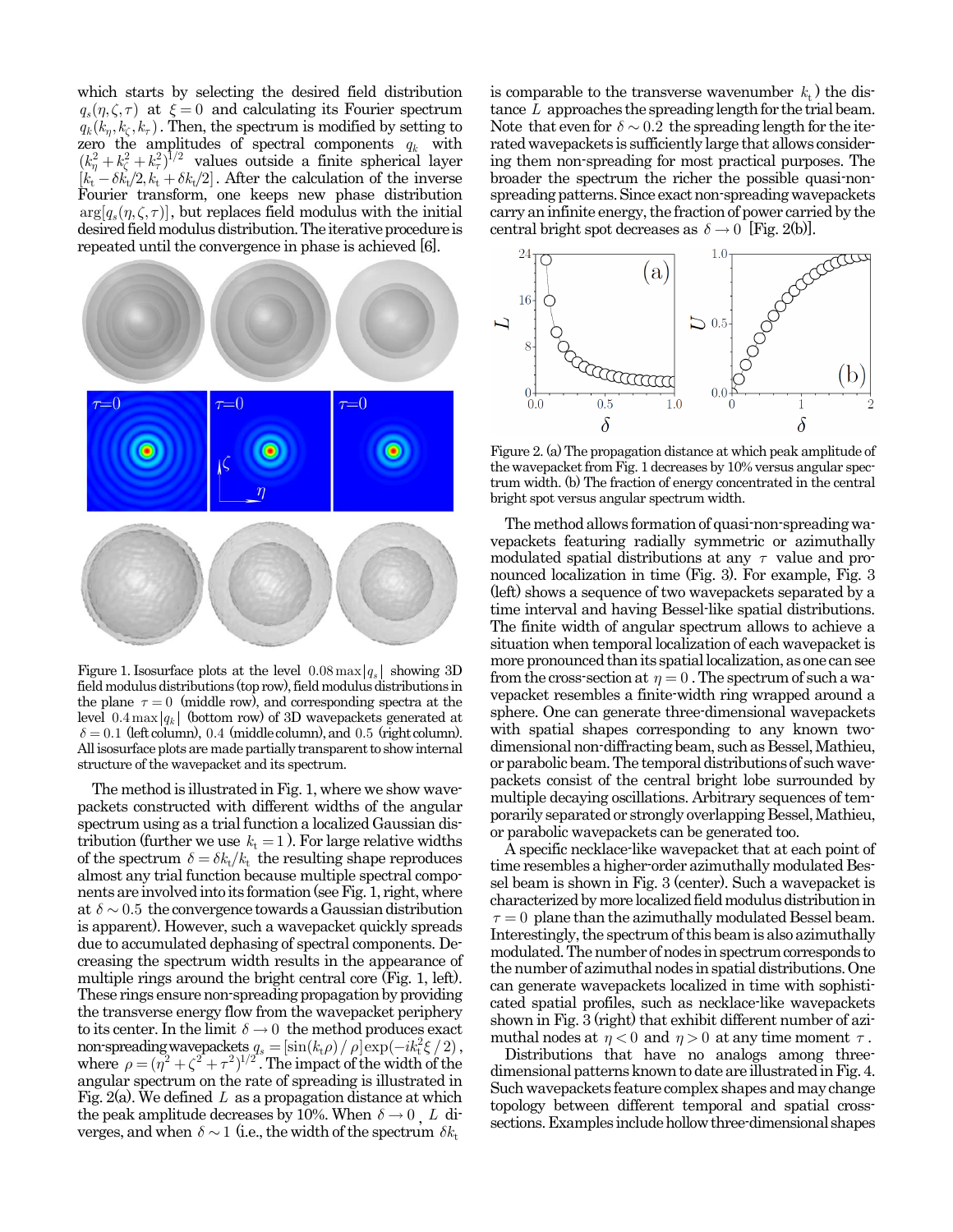which starts by selecting the desired field distribution $q_s(\eta,\zeta,\tau)$ at $\xi=0$ and calculating its Fourier spectrum $q_k(k_\eta,k_\zeta,k_\tau)$. Then, the spectrum is modified by setting to zero the amplitudes of spectral components $q_k$ with $(k_\eta^2+k_\zeta^2+k_\tau^2)^{1/2}$ values outside a finite spherical layer $[k_t-\delta k_t/2, k_t+\delta k_t/2]$. After the calculation of the inverse Fourier transform, one keeps new phase distribution $\arg[q_s(\eta,\zeta,\tau)]$, but replaces field modulus with the initial desired field modulus distribution. The iterative procedure is repeated until the convergence in phase is achieved [6].

Figure 1. Isosurface plots at the level $0.08\max|q_s|$ showing 3D field modulus distributions (top row), field modulus distributions in the plane $\tau=0$ (middle row), and corresponding spectra at the level $0.4\max|q_k|$ (bottom row) of 3D wavepackets generated at $\delta=0.1$ (left column), $0.4$ (middle column), and $0.5$ (right column). All isosurface plots are made partially transparent to show internal structure of the wavepacket and its spectrum.

The method is illustrated in Fig. 1, where we show wavepackets constructed with different widths of the angular spectrum using as a trial function a localized Gaussian distribution (further we use $k_t=1$). For large relative widths of the spectrum $\delta=\delta k_t/k_t$ the resulting shape reproduces almost any trial function because multiple spectral components are involved into its formation (see Fig. 1, right, where at $\delta\sim0.5$ the convergence towards a Gaussian distribution is apparent). However, such a wavepacket quickly spreads due to accumulated dephasing of spectral components. Decreasing the spectrum width results in the appearance of multiple rings around the bright central core (Fig. 1, left). These rings ensure non-spreading propagation by providing the transverse energy flow from the wavepacket periphery to its center. In the limit $\delta\to0$ the method produces exact non-spreading wavepackets $q_s=[\sin(k_t\rho)/\rho]\exp(-ik_t^2\xi/2)$, where $\rho=(\eta^2+\zeta^2+\tau^2)^{1/2}$. The impact of the width of the angular spectrum on the rate of spreading is illustrated in Fig. 2(a). We defined $L$ as a propagation distance at which the peak amplitude decreases by 10%. When $\delta\to0$, $L$ diverges, and when $\delta\sim1$ (i.e., the width of the spectrum $\delta k_t$ is comparable to the transverse wavenumber $k_t$) the distance $L$ approaches the spreading length for the trial beam. Note that even for $\delta\sim0.2$ the spreading length for the iterated wavepackets is sufficiently large that allows considering them non-spreading for most practical purposes. The broader the spectrum the richer the possible quasi-non-spreading patterns. Since exact non-spreading wavepackets carry an infinite energy, the fraction of power carried by the central bright spot decreases as $\delta\to0$ [Fig. 2(b)].

Figure 2. (a) The propagation distance at which peak amplitude of the wavepacket from Fig. 1 decreases by 10% versus angular spectrum width. (b) The fraction of energy concentrated in the central bright spot versus angular spectrum width.

The method allows formation of quasi-non-spreading wavepackets featuring radially symmetric or azimuthally modulated spatial distributions at any $\tau$ value and pronounced localization in time (Fig. 3). For example, Fig. 3 (left) shows a sequence of two wavepackets separated by a time interval and having Bessel-like spatial distributions. The finite width of angular spectrum allows to achieve a situation when temporal localization of each wavepacket is more pronounced than its spatial localization, as one can see from the cross-section at $\eta=0$. The spectrum of such a wavepacket resembles a finite-width ring wrapped around a sphere. One can generate three-dimensional wavepackets with spatial shapes corresponding to any known two-dimensional non-diffracting beam, such as Bessel, Mathieu, or parabolic beam. The temporal distributions of such wavepackets consist of the central bright lobe surrounded by multiple decaying oscillations. Arbitrary sequences of temporarily separated or strongly overlapping Bessel, Mathieu, or parabolic wavepackets can be generated too.

A specific necklace-like wavepacket that at each point of time resembles a higher-order azimuthally modulated Bessel beam is shown in Fig. 3 (center). Such a wavepacket is characterized by more localized field modulus distribution in $\tau=0$ plane than the azimuthally modulated Bessel beam. Interestingly, the spectrum of this beam is also azimuthally modulated. The number of nodes in spectrum corresponds to the number of azimuthal nodes in spatial distributions. One can generate wavepackets localized in time with sophisticated spatial profiles, such as necklace-like wavepackets shown in Fig. 3 (right) that exhibit different number of azimuthal nodes at $\eta<0$ and $\eta>0$ at any time moment $\tau$.

Distributions that have no analogs among three-dimensional patterns known to date are illustrated in Fig. 4. Such wavepackets feature complex shapes and may change topology between different temporal and spatial cross-sections. Examples include hollow three-dimensional shapes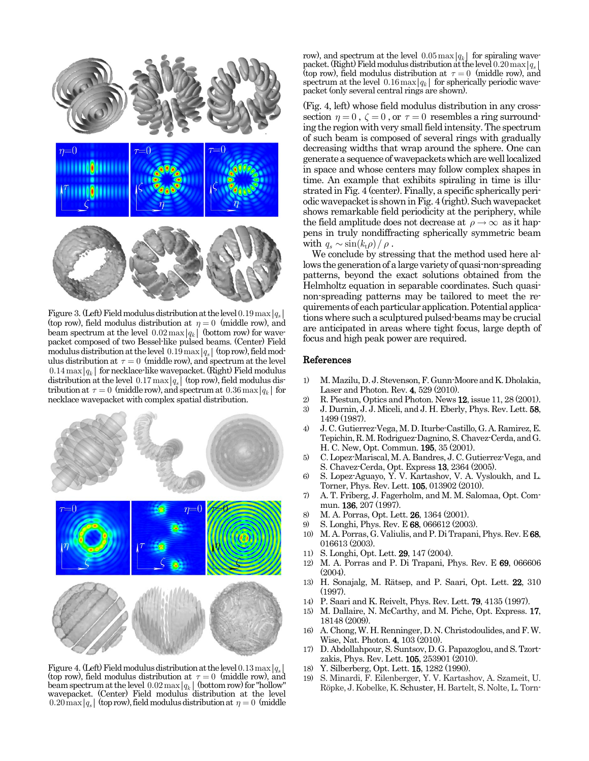Figure 3. (Left) Field modulus distribution at the level $0.19\max|q_s|$ (top row), field modulus distribution at $\eta=0$ (middle row), and beam spectrum at the level $0.02\max|q_k|$ (bottom row) for wavepacket composed of two Bessel-like pulsed beams. (Center) Field modulus distribution at the level $0.19\max|q_s|$ (top row), field modulus distribution at $\tau=0$ (middle row), and spectrum at the level $0.14\max|q_k|$ for necklace-like wavepacket. (Right) Field modulus distribution at the level $0.17\max|q_s|$ (top row), field modulus distribution at $\tau=0$ (middle row), and spectrum at $0.36\max|q_k|$ for necklace wavepacket with complex spatial distribution.

Figure 4. (Left) Field modulus distribution at the level $0.13\max|q_s|$ (top row), field modulus distribution at $\tau=0$ (middle row), and beam spectrum at the level $0.02\max|q_k|$ (bottom row) for "hollow" wavepacket. (Center) Field modulus distribution at the level $0.20\max|q_s|$ (top row), field modulus distribution at $\eta=0$ (middle row), and spectrum at the level $0.05\max|q_k|$ for spiraling wavepacket. (Right) Field modulus distribution at the level $0.20\max|q_s|$ (top row), field modulus distribution at $\tau=0$ (middle row), and spectrum at the level $0.16\max|q_k|$ for spherically periodic wavepacket (only several central rings are shown).

(Fig. 4, left) whose field modulus distribution in any cross-section $\eta=0$, $\zeta=0$, or $\tau=0$ resembles a ring surrounding the region with very small field intensity. The spectrum of such beam is composed of several rings with gradually decreasing widths that wrap around the sphere. One can generate a sequence of wavepackets which are well localized in space and whose centers may follow complex shapes in time. An example that exhibits spiraling in time is illustrated in Fig. 4 (center). Finally, a specific spherically periodic wavepacket is shown in Fig. 4 (right). Such wavepacket shows remarkable field periodicity at the periphery, while the field amplitude does not decrease at $\rho\to\infty$ as it happens in truly nondiffracting spherically symmetric beam with $q_s \sim \sin(k_t\rho)/\rho$.

We conclude by stressing that the method used here allows the generation of a large variety of quasi-non-spreading patterns, beyond the exact solutions obtained from the Helmholtz equation in separable coordinates. Such quasi-non-spreading patterns may be tailored to meet the requirements of each particular application. Potential applications where such a sculptured pulsed-beams may be crucial are anticipated in areas where tight focus, large depth of focus and high peak power are required.

## References

1) M. Mazilu, D. J. Stevenson, F. Gunn-Moore and K. Dholakia, Laser and Photon. Rev. **4**, 529 (2010).
2) R. Piestun, Optics and Photon. News **12**, issue 11, 28 (2001).
3) J. Durnin, J. J. Miceli, and J. H. Eberly, Phys. Rev. Lett. **58**, 1499 (1987).
4) J. C. Gutierrez-Vega, M. D. Iturbe-Castillo, G. A. Ramirez, E. Tepichin, R. M. Rodriguez-Dagnino, S. Chavez-Cerda, and G. H. C. New, Opt. Commun. **195**, 35 (2001).
5) C. Lopez-Mariscal, M. A. Bandres, J. C. Gutierrez-Vega, and S. Chavez-Cerda, Opt. Express **13**, 2364 (2005).
6) S. Lopez-Aguayo, Y. V. Kartashov, V. A. Vysloukh, and L. Torner, Phys. Rev. Lett. **105**, 013902 (2010).
7) A. T. Friberg, J. Fagerholm, and M. M. Salomaa, Opt. Commun. **136**, 207 (1997).
8) M. A. Porras, Opt. Lett. **26**, 1364 (2001).
9) S. Longhi, Phys. Rev. E **68**, 066612 (2003).
10) M. A. Porras, G. Valiulis, and P. Di Trapani, Phys. Rev. E **68**, 016613 (2003).
11) S. Longhi, Opt. Lett. **29**, 147 (2004).
12) M. A. Porras and P. Di Trapani, Phys. Rev. E **69**, 066606 (2004).
13) H. Sonajalg, M. Rätsep, and P. Saari, Opt. Lett. **22**, 310 (1997).
14) P. Saari and K. Reivelt, Phys. Rev. Lett. **79**, 4135 (1997).
15) M. Dallaire, N. McCarthy, and M. Piche, Opt. Express. **17**, 18148 (2009).
16) A. Chong, W. H. Renninger, D. N. Christodoulides, and F. W. Wise, Nat. Photon. **4**, 103 (2010).
17) D. Abdollahpour, S. Suntsov, D. G. Papazoglou, and S. Tzortzakis, Phys. Rev. Lett. **105**, 253901 (2010).
18) Y. Silberberg, Opt. Lett. **15**, 1282 (1990).
19) S. Minardi, F. Eilenberger, Y. V. Kartashov, A. Szameit, U. Röpke, J. Kobelke, K. Schuster, H. Bartelt, S. Nolte, L. Torn-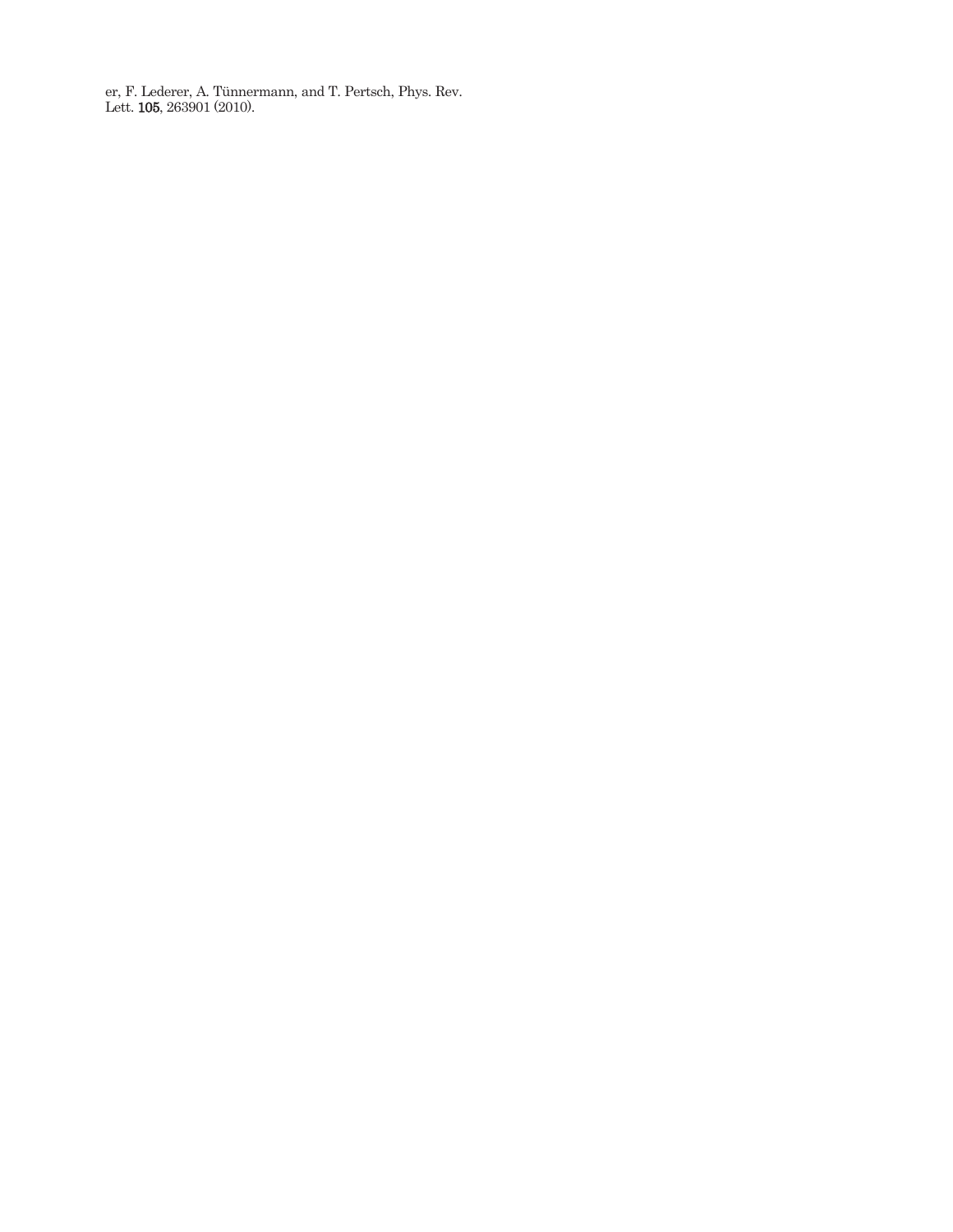er, F. Lederer, A. Tünnermann, and T. Pertsch, Phys. Rev. Lett. **105**, 263901 (2010).